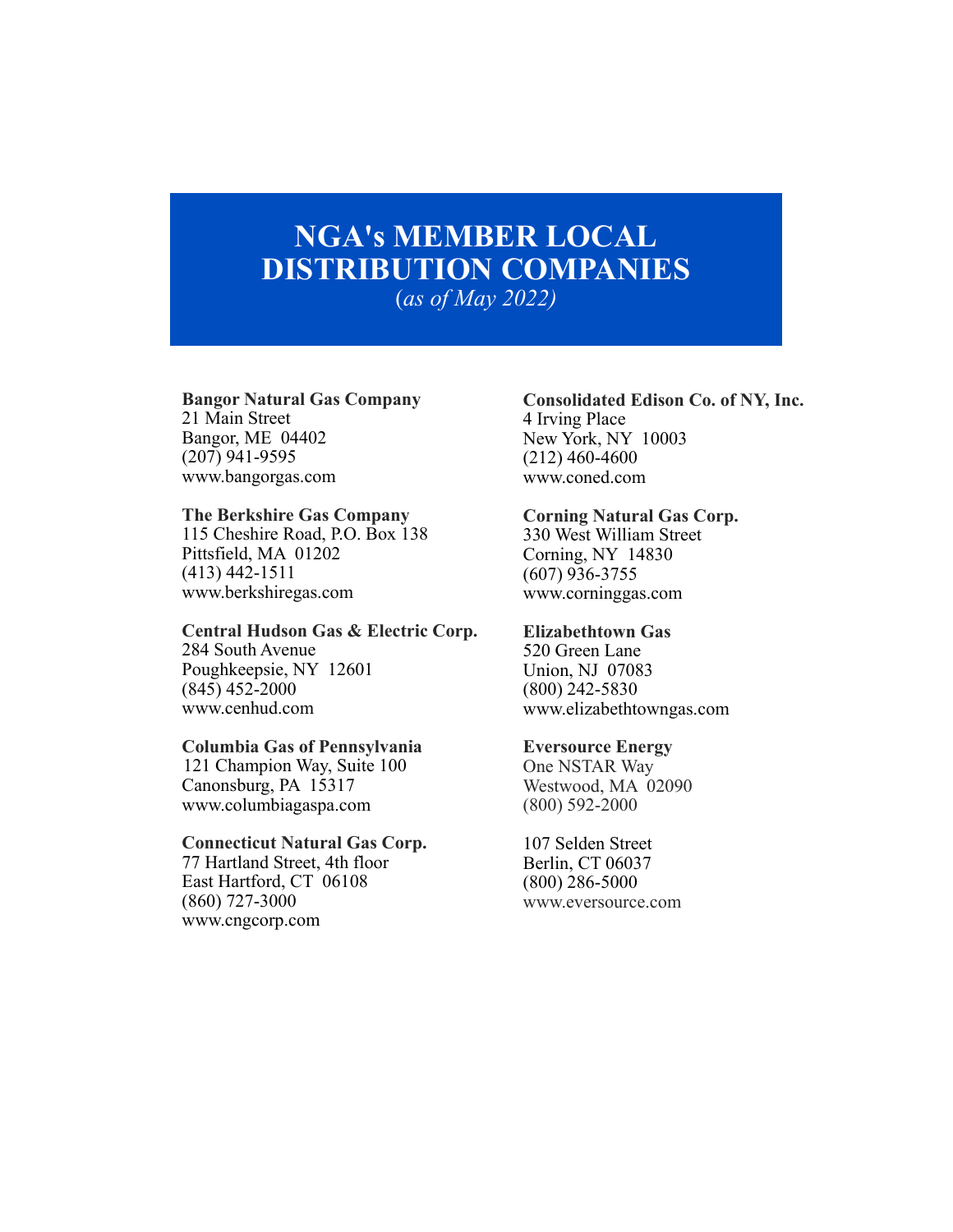# NGA's MEMBER LOCAL DISTRIBUTION COMPANIES

*(as of May 2022)*

**Bangor Natural Gas Company**
21 Main Street
Bangor, ME 04402
(207) 941-9595
www.bangorgas.com

**The Berkshire Gas Company**
115 Cheshire Road, P.O. Box 138
Pittsfield, MA 01202
(413) 442-1511
www.berkshiregas.com

**Central Hudson Gas & Electric Corp.**
284 South Avenue
Poughkeepsie, NY 12601
(845) 452-2000
www.cenhud.com

**Columbia Gas of Pennsylvania**
121 Champion Way, Suite 100
Canonsburg, PA 15317
www.columbiagaspa.com

**Connecticut Natural Gas Corp.**
77 Hartland Street, 4th floor
East Hartford, CT 06108
(860) 727-3000
www.cngcorp.com

**Consolidated Edison Co. of NY, Inc.**
4 Irving Place
New York, NY 10003
(212) 460-4600
www.coned.com

**Corning Natural Gas Corp.**
330 West William Street
Corning, NY 14830
(607) 936-3755
www.corninggas.com

**Elizabethtown Gas**
520 Green Lane
Union, NJ 07083
(800) 242-5830
www.elizabethtowngas.com

**Eversource Energy**
One NSTAR Way
Westwood, MA 02090
(800) 592-2000

107 Selden Street
Berlin, CT 06037
(800) 286-5000
www.eversource.com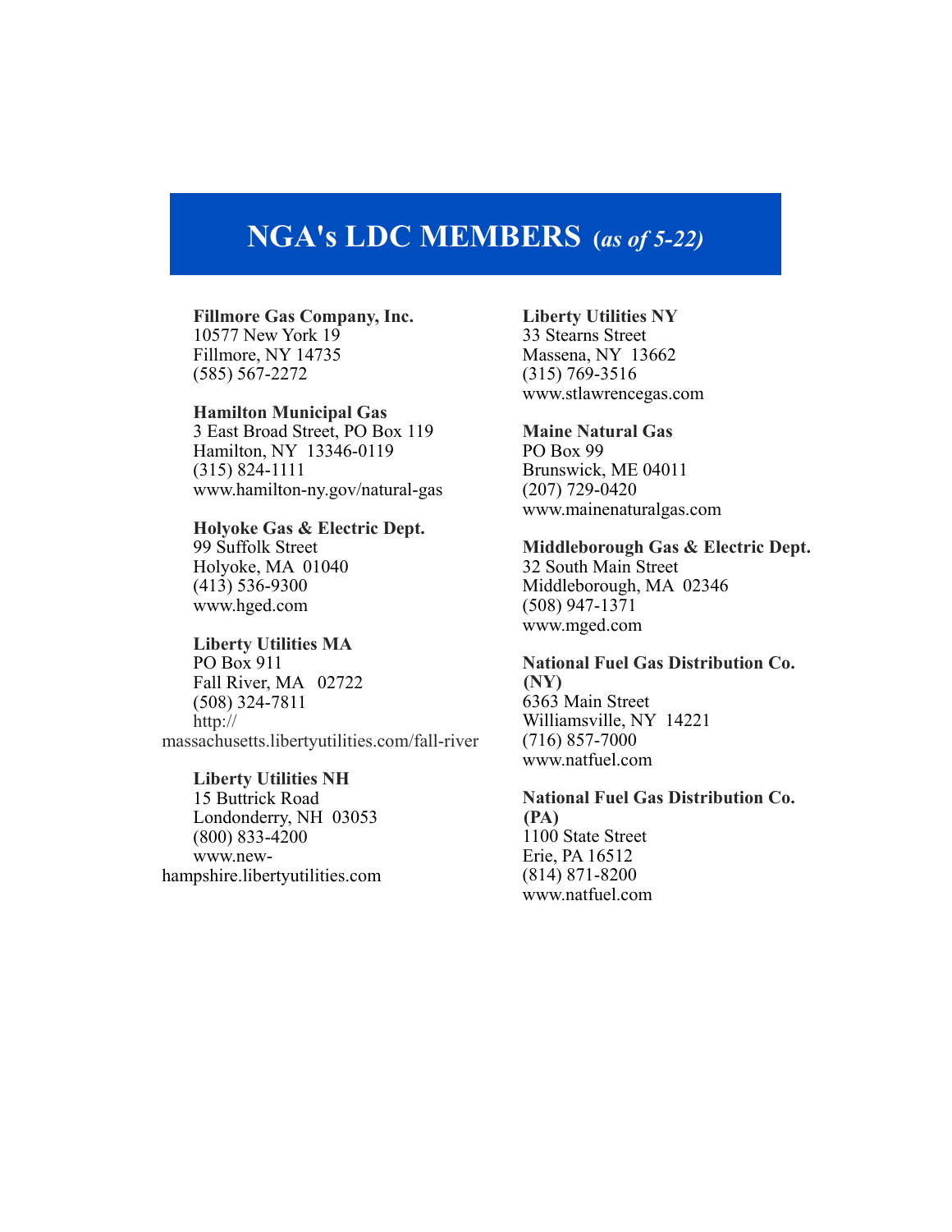# NGA's LDC MEMBERS *(as of 5-22)*

**Fillmore Gas Company, Inc.**
10577 New York 19
Fillmore, NY 14735
(585) 567-2272

**Hamilton Municipal Gas**
3 East Broad Street, PO Box 119
Hamilton, NY 13346-0119
(315) 824-1111
www.hamilton-ny.gov/natural-gas

**Holyoke Gas & Electric Dept.**
99 Suffolk Street
Holyoke, MA 01040
(413) 536-9300
www.hged.com

**Liberty Utilities MA**
PO Box 911
Fall River, MA 02722
(508) 324-7811
http://massachusetts.libertyutilities.com/fall-river

**Liberty Utilities NH**
15 Buttrick Road
Londonderry, NH 03053
(800) 833-4200
www.new-hampshire.libertyutilities.com

**Liberty Utilities NY**
33 Stearns Street
Massena, NY 13662
(315) 769-3516
www.stlawrencegas.com

**Maine Natural Gas**
PO Box 99
Brunswick, ME 04011
(207) 729-0420
www.mainenaturalgas.com

**Middleborough Gas & Electric Dept.**
32 South Main Street
Middleborough, MA 02346
(508) 947-1371
www.mged.com

**National Fuel Gas Distribution Co. (NY)**
6363 Main Street
Williamsville, NY 14221
(716) 857-7000
www.natfuel.com

**National Fuel Gas Distribution Co. (PA)**
1100 State Street
Erie, PA 16512
(814) 871-8200
www.natfuel.com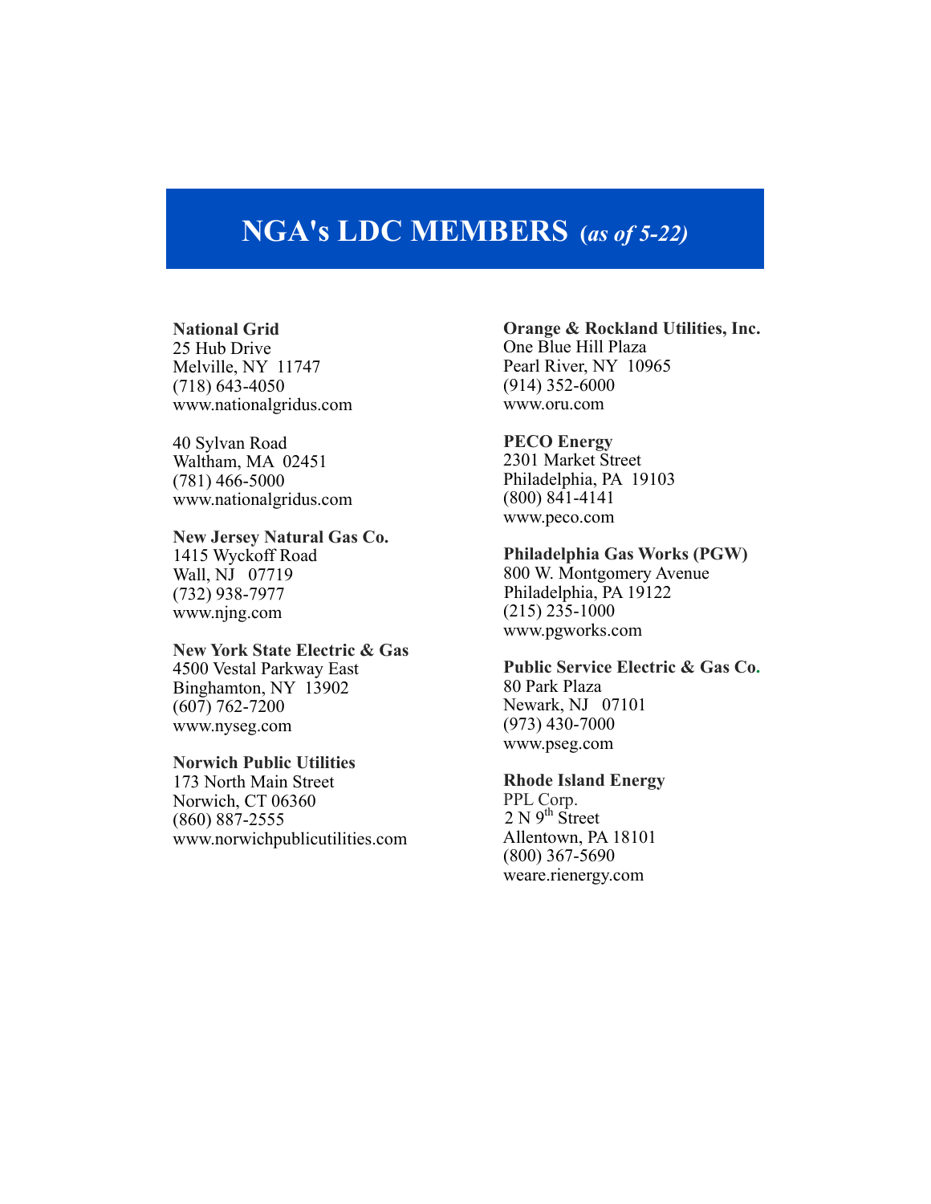# NGA's LDC MEMBERS *(as of 5-22)*

**National Grid**
25 Hub Drive
Melville, NY 11747
(718) 643-4050
www.nationalgridus.com

40 Sylvan Road
Waltham, MA 02451
(781) 466-5000
www.nationalgridus.com

**New Jersey Natural Gas Co.**
1415 Wyckoff Road
Wall, NJ 07719
(732) 938-7977
www.njng.com

**New York State Electric & Gas**
4500 Vestal Parkway East
Binghamton, NY 13902
(607) 762-7200
www.nyseg.com

**Norwich Public Utilities**
173 North Main Street
Norwich, CT 06360
(860) 887-2555
www.norwichpublicutilities.com

**Orange & Rockland Utilities, Inc.**
One Blue Hill Plaza
Pearl River, NY 10965
(914) 352-6000
www.oru.com

**PECO Energy**
2301 Market Street
Philadelphia, PA 19103
(800) 841-4141
www.peco.com

**Philadelphia Gas Works (PGW)**
800 W. Montgomery Avenue
Philadelphia, PA 19122
(215) 235-1000
www.pgworks.com

**Public Service Electric & Gas Co.**
80 Park Plaza
Newark, NJ 07101
(973) 430-7000
www.pseg.com

**Rhode Island Energy**
PPL Corp.
2 N 9th Street
Allentown, PA 18101
(800) 367-5690
weare.rienergy.com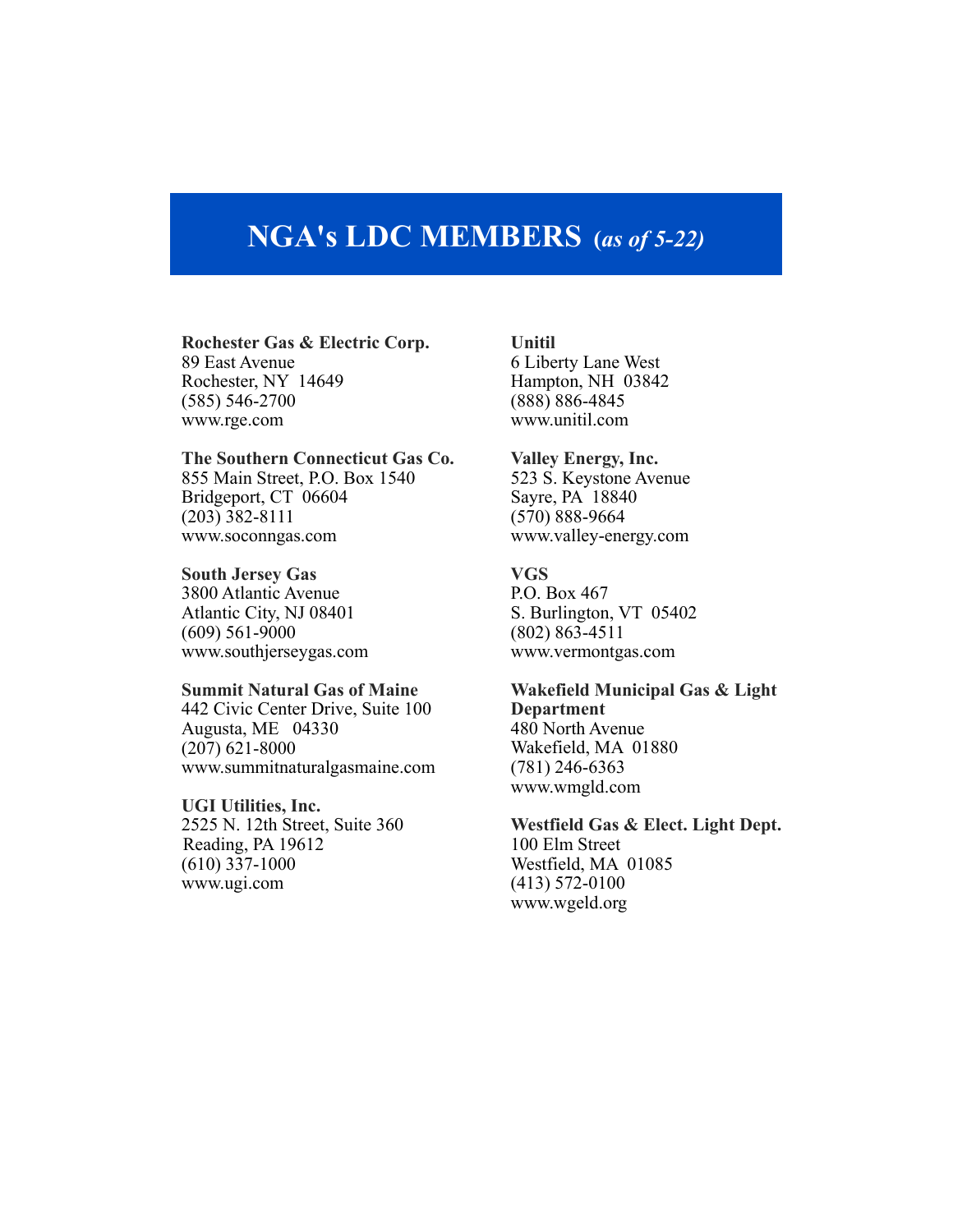# NGA's LDC MEMBERS *(as of 5-22)*

**Rochester Gas & Electric Corp.**
89 East Avenue
Rochester, NY 14649
(585) 546-2700
www.rge.com

**The Southern Connecticut Gas Co.**
855 Main Street, P.O. Box 1540
Bridgeport, CT 06604
(203) 382-8111
www.soconngas.com

**South Jersey Gas**
3800 Atlantic Avenue
Atlantic City, NJ 08401
(609) 561-9000
www.southjerseygas.com

**Summit Natural Gas of Maine**
442 Civic Center Drive, Suite 100
Augusta, ME 04330
(207) 621-8000
www.summitnaturalgasmaine.com

**UGI Utilities, Inc.**
2525 N. 12th Street, Suite 360
Reading, PA 19612
(610) 337-1000
www.ugi.com

**Unitil**
6 Liberty Lane West
Hampton, NH 03842
(888) 886-4845
www.unitil.com

**Valley Energy, Inc.**
523 S. Keystone Avenue
Sayre, PA 18840
(570) 888-9664
www.valley-energy.com

**VGS**
P.O. Box 467
S. Burlington, VT 05402
(802) 863-4511
www.vermontgas.com

**Wakefield Municipal Gas & Light Department**
480 North Avenue
Wakefield, MA 01880
(781) 246-6363
www.wmgld.com

**Westfield Gas & Elect. Light Dept.**
100 Elm Street
Westfield, MA 01085
(413) 572-0100
www.wgeld.org